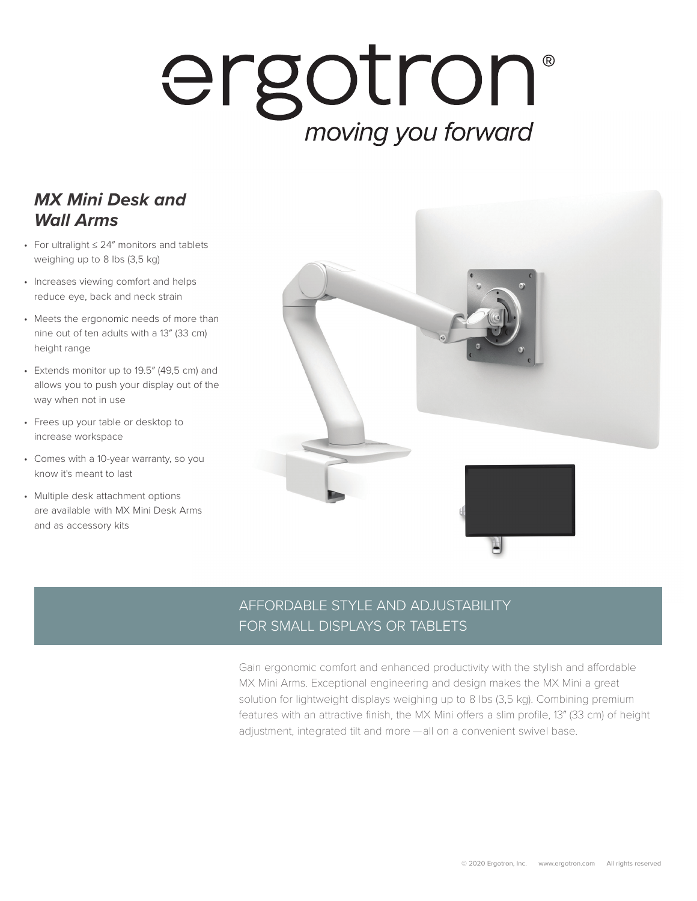# ergotron®

*moving you forward*

## *MX Mini Desk and Wall Arms*

- For ultralight ≤ 24″ monitors and tablets weighing up to 8 lbs (3,5 kg)
- Increases viewing comfort and helps reduce eye, back and neck strain
- Meets the ergonomic needs of more than nine out of ten adults with a 13″ (33 cm) height range
- Extends monitor up to 19.5″ (49,5 cm) and allows you to push your display out of the way when not in use
- Frees up your table or desktop to increase workspace
- Comes with a 10-year warranty, so you know it's meant to last
- Multiple desk attachment options are available with MX Mini Desk Arms and as accessory kits

## AFFORDABLE STYLE AND ADJUSTABILITY FOR SMALL DISPLAYS OR TABLETS

Gain ergonomic comfort and enhanced productivity with the stylish and affordable MX Mini Arms. Exceptional engineering and design makes the MX Mini a great solution for lightweight displays weighing up to 8 lbs (3,5 kg). Combining premium features with an attractive finish, the MX Mini offers a slim profile, 13″ (33 cm) of height adjustment, integrated tilt and more—all on a convenient swivel base.

© 2020 Ergotron, Inc. www.ergotron.com All rights reserved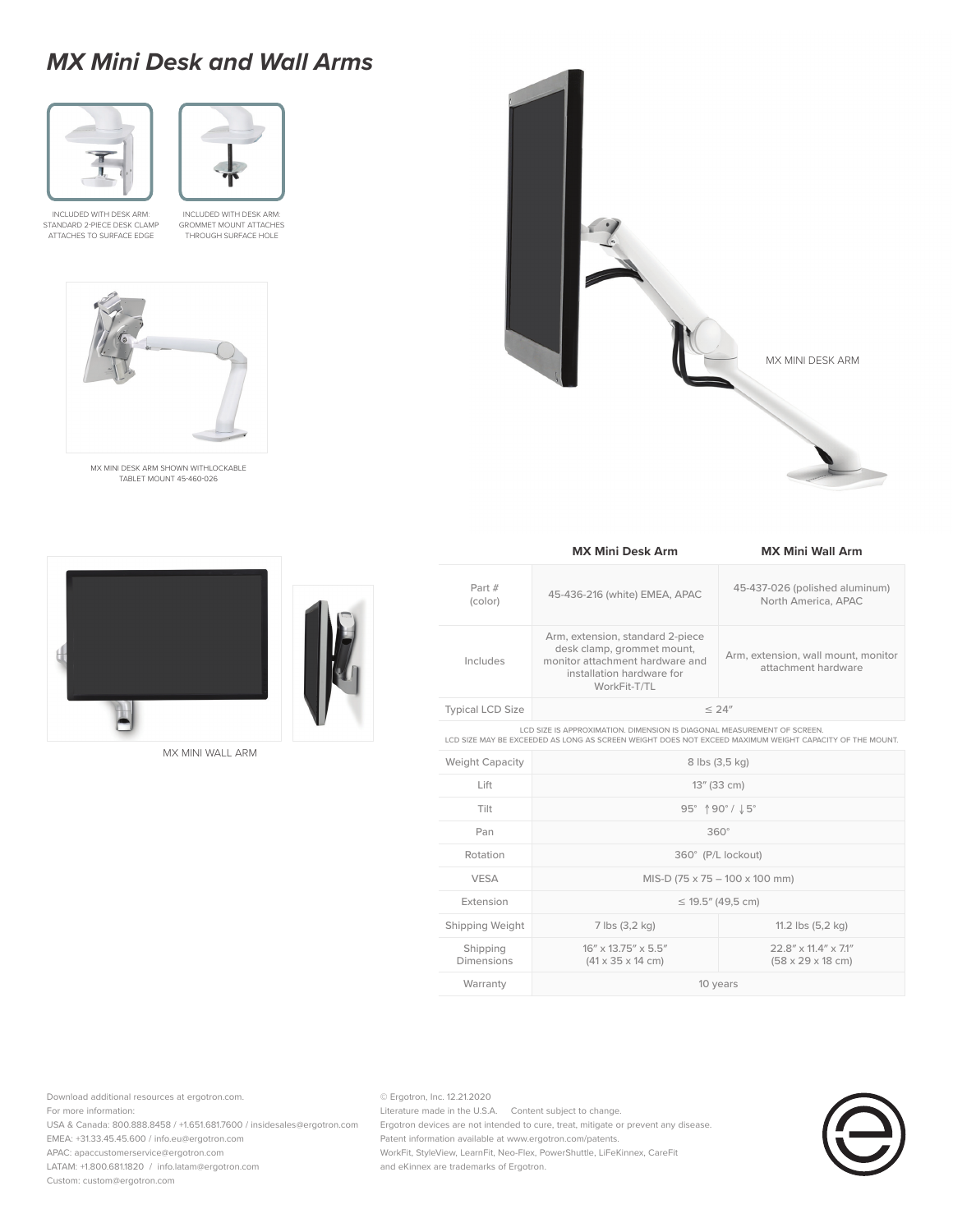# MX Mini Desk and Wall Arms

INCLUDED WITH DESK ARM: STANDARD 2-PIECE DESK CLAMP ATTACHES TO SURFACE EDGE

INCLUDED WITH DESK ARM: GROMMET MOUNT ATTACHES THROUGH SURFACE HOLE

MX MINI DESK ARM SHOWN WITHLOCKABLE TABLET MOUNT 45-460-026

MX MINI DESK ARM

MX MINI WALL ARM

| | MX Mini Desk Arm | MX Mini Wall Arm |
|---|---|---|
| Part # (color) | 45-436-216 (white) EMEA, APAC | 45-437-026 (polished aluminum) North America, APAC |
| Includes | Arm, extension, standard 2-piece desk clamp, grommet mount, monitor attachment hardware and installation hardware for WorkFit-T/TL | Arm, extension, wall mount, monitor attachment hardware |
| Typical LCD Size | ≤ 24" | |
| LCD SIZE IS APPROXIMATION. DIMENSION IS DIAGONAL MEASUREMENT OF SCREEN. LCD SIZE MAY BE EXCEEDED AS LONG AS SCREEN WEIGHT DOES NOT EXCEED MAXIMUM WEIGHT CAPACITY OF THE MOUNT. | | |
| Weight Capacity | 8 lbs (3,5 kg) | |
| Lift | 13" (33 cm) | |
| Tilt | 95° ↑90° / ↓5° | |
| Pan | 360° | |
| Rotation | 360° (P/L lockout) | |
| VESA | MIS-D (75 x 75 – 100 x 100 mm) | |
| Extension | ≤ 19.5" (49,5 cm) | |
| Shipping Weight | 7 lbs (3,2 kg) | 11.2 lbs (5,2 kg) |
| Shipping Dimensions | 16" x 13.75" x 5.5" (41 x 35 x 14 cm) | 22.8" x 11.4" x 7.1" (58 x 29 x 18 cm) |
| Warranty | 10 years | |

Download additional resources at ergotron.com.
For more information:
USA & Canada: 800.888.8458 / +1.651.681.7600 / insidesales@ergotron.com
EMEA: +31.33.45.45.600 / info.eu@ergotron.com
APAC: apaccustomerservice@ergotron.com
LATAM: +1.800.681.1820 / info.latam@ergotron.com
Custom: custom@ergotron.com

© Ergotron, Inc. 12.21.2020
Literature made in the U.S.A. Content subject to change.
Ergotron devices are not intended to cure, treat, mitigate or prevent any disease.
Patent information available at www.ergotron.com/patents.
WorkFit, StyleView, LearnFit, Neo-Flex, PowerShuttle, LiFeKinnex, CareFit and eKinnex are trademarks of Ergotron.